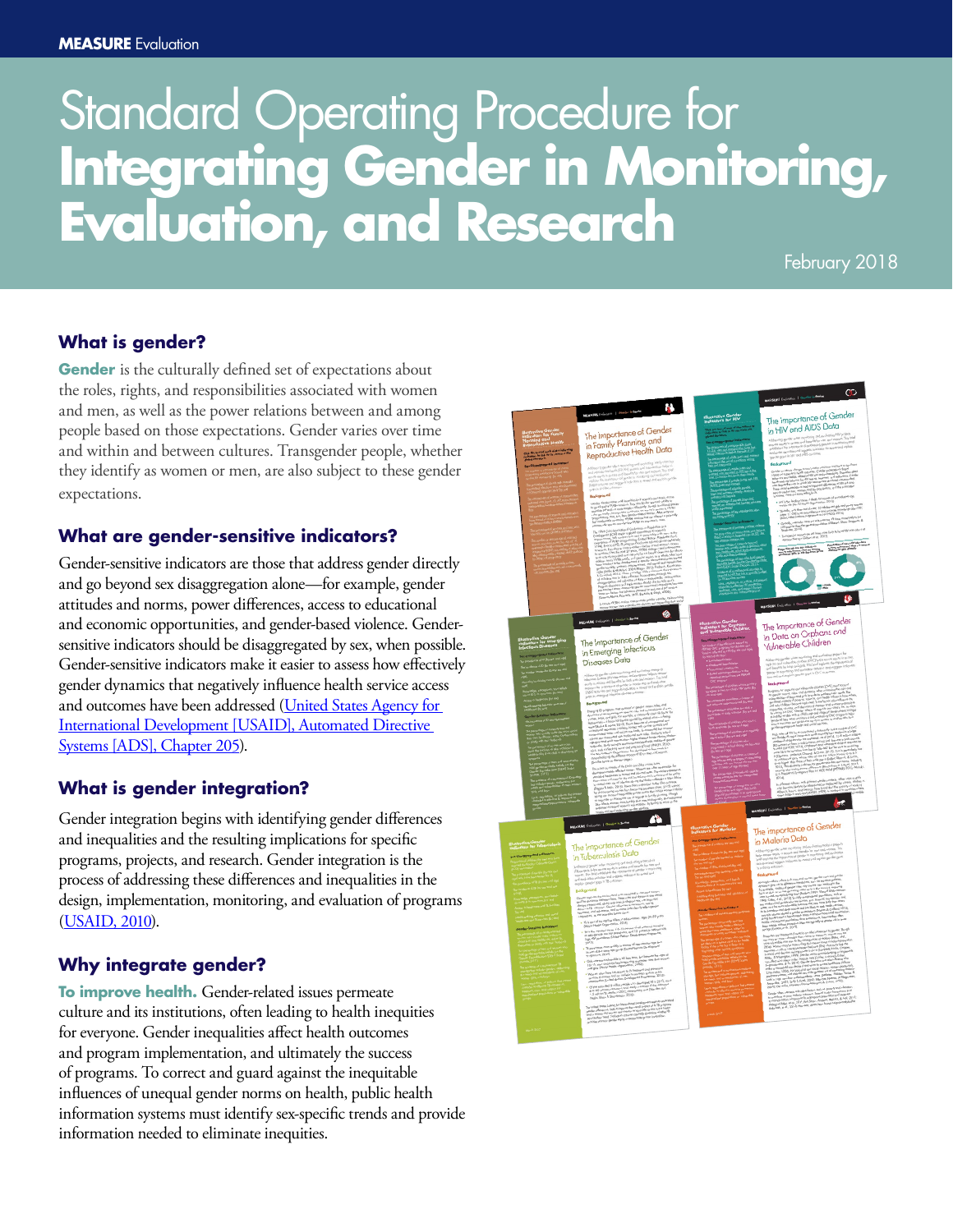MEASURE Evaluation

# Standard Operating Procedure for **Integrating Gender in Monitoring, Evaluation, and Research**

February 2018

## What is gender?

**Gender** is the culturally defined set of expectations about the roles, rights, and responsibilities associated with women and men, as well as the power relations between and among people based on those expectations. Gender varies over time and within and between cultures. Transgender people, whether they identify as women or men, are also subject to these gender expectations.

## What are gender-sensitive indicators?

Gender-sensitive indicators are those that address gender directly and go beyond sex disaggregation alone—for example, gender attitudes and norms, power differences, access to educational and economic opportunities, and gender-based violence. Gender-sensitive indicators should be disaggregated by sex, when possible. Gender-sensitive indicators make it easier to assess how effectively gender dynamics that negatively influence health service access and outcomes have been addressed (United States Agency for International Development [USAID], Automated Directive Systems [ADS], Chapter 205).

## What is gender integration?

Gender integration begins with identifying gender differences and inequalities and the resulting implications for specific programs, projects, and research. Gender integration is the process of addressing these differences and inequalities in the design, implementation, monitoring, and evaluation of programs (USAID, 2010).

## Why integrate gender?

**To improve health.** Gender-related issues permeate culture and its institutions, often leading to health inequities for everyone. Gender inequalities affect health outcomes and program implementation, and ultimately the success of programs. To correct and guard against the inequitable influences of unequal gender norms on health, public health information systems must identify sex-specific trends and provide information needed to eliminate inequities.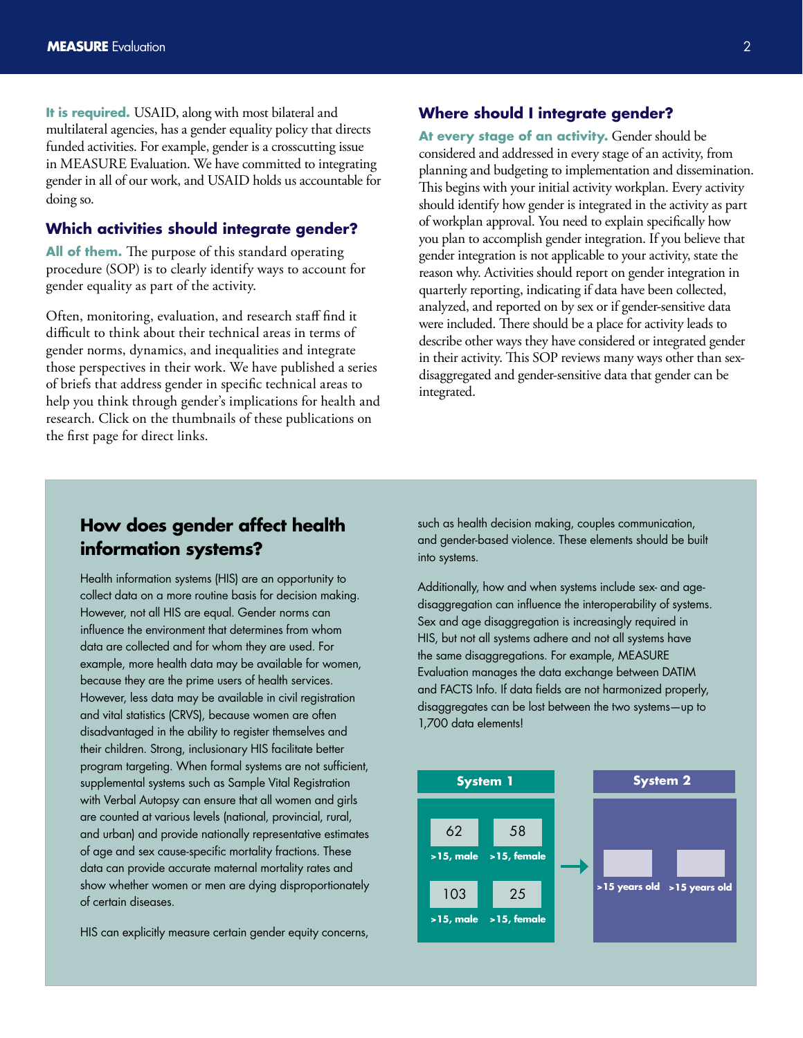**It is required.** USAID, along with most bilateral and multilateral agencies, has a gender equality policy that directs funded activities. For example, gender is a crosscutting issue in MEASURE Evaluation. We have committed to integrating gender in all of our work, and USAID holds us accountable for doing so.

## Which activities should integrate gender?

**All of them.** The purpose of this standard operating procedure (SOP) is to clearly identify ways to account for gender equality as part of the activity.

Often, monitoring, evaluation, and research staff find it difficult to think about their technical areas in terms of gender norms, dynamics, and inequalities and integrate those perspectives in their work. We have published a series of briefs that address gender in specific technical areas to help you think through gender's implications for health and research. Click on the thumbnails of these publications on the first page for direct links.

## Where should I integrate gender?

**At every stage of an activity.** Gender should be considered and addressed in every stage of an activity, from planning and budgeting to implementation and dissemination. This begins with your initial activity workplan. Every activity should identify how gender is integrated in the activity as part of workplan approval. You need to explain specifically how you plan to accomplish gender integration. If you believe that gender integration is not applicable to your activity, state the reason why. Activities should report on gender integration in quarterly reporting, indicating if data have been collected, analyzed, and reported on by sex or if gender-sensitive data were included. There should be a place for activity leads to describe other ways they have considered or integrated gender in their activity. This SOP reviews many ways other than sex-disaggregated and gender-sensitive data that gender can be integrated.

## How does gender affect health information systems?

Health information systems (HIS) are an opportunity to collect data on a more routine basis for decision making. However, not all HIS are equal. Gender norms can influence the environment that determines from whom data are collected and for whom they are used. For example, more health data may be available for women, because they are the prime users of health services. However, less data may be available in civil registration and vital statistics (CRVS), because women are often disadvantaged in the ability to register themselves and their children. Strong, inclusionary HIS facilitate better program targeting. When formal systems are not sufficient, supplemental systems such as Sample Vital Registration with Verbal Autopsy can ensure that all women and girls are counted at various levels (national, provincial, rural, and urban) and provide nationally representative estimates of age and sex cause-specific mortality fractions. These data can provide accurate maternal mortality rates and show whether women or men are dying disproportionately of certain diseases.

HIS can explicitly measure certain gender equity concerns, such as health decision making, couples communication, and gender-based violence. These elements should be built into systems.

Additionally, how and when systems include sex- and age-disaggregation can influence the interoperability of systems. Sex and age disaggregation is increasingly required in HIS, but not all systems adhere and not all systems have the same disaggregations. For example, MEASURE Evaluation manages the data exchange between DATIM and FACTS Info. If data fields are not harmonized properly, disaggregates can be lost between the two systems—up to 1,700 data elements!

System 1

62
>15, male

58
>15, female

103
>15, male

25
>15, female

System 2

>15 years old

>15 years old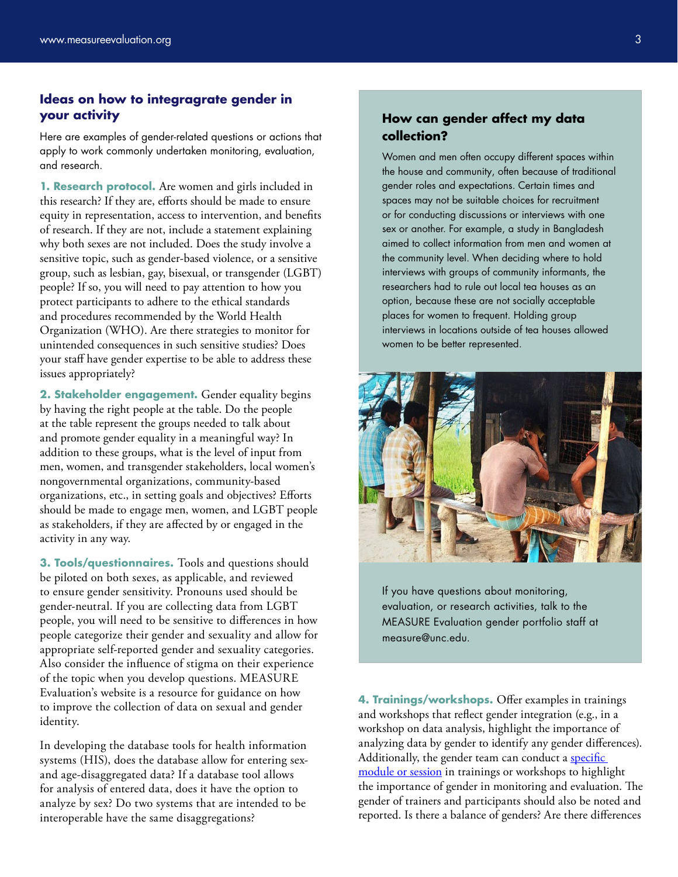## Ideas on how to integragrate gender in your activity

Here are examples of gender-related questions or actions that apply to work commonly undertaken monitoring, evaluation, and research.

**1. Research protocol.** Are women and girls included in this research? If they are, efforts should be made to ensure equity in representation, access to intervention, and benefits of research. If they are not, include a statement explaining why both sexes are not included. Does the study involve a sensitive topic, such as gender-based violence, or a sensitive group, such as lesbian, gay, bisexual, or transgender (LGBT) people? If so, you will need to pay attention to how you protect participants to adhere to the ethical standards and procedures recommended by the World Health Organization (WHO). Are there strategies to monitor for unintended consequences in such sensitive studies? Does your staff have gender expertise to be able to address these issues appropriately?

**2. Stakeholder engagement.** Gender equality begins by having the right people at the table. Do the people at the table represent the groups needed to talk about and promote gender equality in a meaningful way? In addition to these groups, what is the level of input from men, women, and transgender stakeholders, local women's nongovernmental organizations, community-based organizations, etc., in setting goals and objectives? Efforts should be made to engage men, women, and LGBT people as stakeholders, if they are affected by or engaged in the activity in any way.

**3. Tools/questionnaires.** Tools and questions should be piloted on both sexes, as applicable, and reviewed to ensure gender sensitivity. Pronouns used should be gender-neutral. If you are collecting data from LGBT people, you will need to be sensitive to differences in how people categorize their gender and sexuality and allow for appropriate self-reported gender and sexuality categories. Also consider the influence of stigma on their experience of the topic when you develop questions. MEASURE Evaluation's website is a resource for guidance on how to improve the collection of data on sexual and gender identity.

In developing the database tools for health information systems (HIS), does the database allow for entering sex- and age-disaggregated data? If a database tool allows for analysis of entered data, does it have the option to analyze by sex? Do two systems that are intended to be interoperable have the same disaggregations?

### How can gender affect my data collection?

Women and men often occupy different spaces within the house and community, often because of traditional gender roles and expectations. Certain times and spaces may not be suitable choices for recruitment or for conducting discussions or interviews with one sex or another. For example, a study in Bangladesh aimed to collect information from men and women at the community level. When deciding where to hold interviews with groups of community informants, the researchers had to rule out local tea houses as an option, because these are not socially acceptable places for women to frequent. Holding group interviews in locations outside of tea houses allowed women to be better represented.

If you have questions about monitoring, evaluation, or research activities, talk to the MEASURE Evaluation gender portfolio staff at measure@unc.edu.

**4. Trainings/workshops.** Offer examples in trainings and workshops that reflect gender integration (e.g., in a workshop on data analysis, highlight the importance of analyzing data by gender to identify any gender differences). Additionally, the gender team can conduct a specific module or session in trainings or workshops to highlight the importance of gender in monitoring and evaluation. The gender of trainers and participants should also be noted and reported. Is there a balance of genders? Are there differences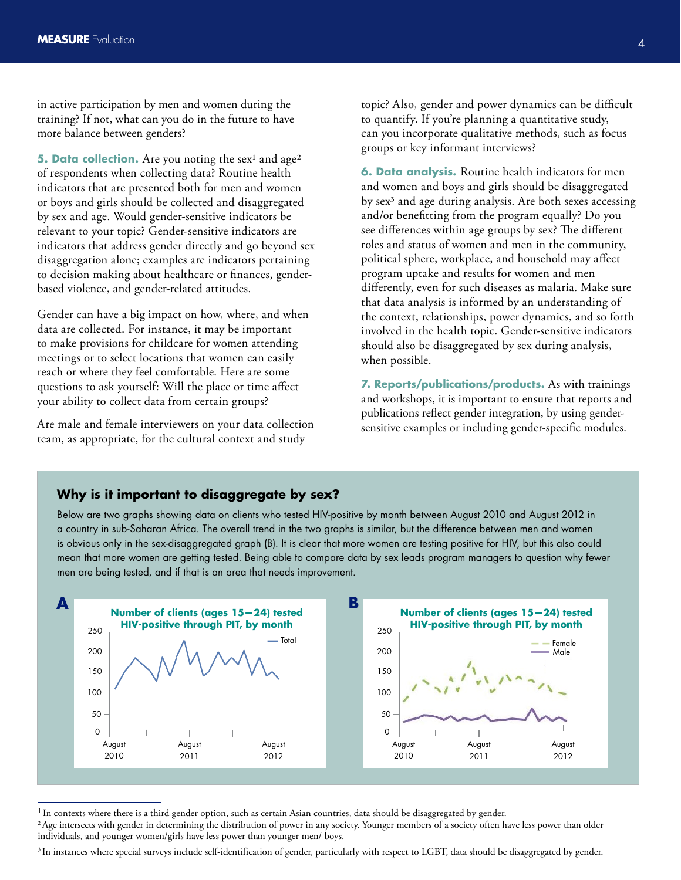in active participation by men and women during the training? If not, what can you do in the future to have more balance between genders?

**5. Data collection.** Are you noting the sex[1] and age[2] of respondents when collecting data? Routine health indicators that are presented both for men and women or boys and girls should be collected and disaggregated by sex and age. Would gender-sensitive indicators be relevant to your topic? Gender-sensitive indicators are indicators that address gender directly and go beyond sex disaggregation alone; examples are indicators pertaining to decision making about healthcare or finances, gender-based violence, and gender-related attitudes.

Gender can have a big impact on how, where, and when data are collected. For instance, it may be important to make provisions for childcare for women attending meetings or to select locations that women can easily reach or where they feel comfortable. Here are some questions to ask yourself: Will the place or time affect your ability to collect data from certain groups?

Are male and female interviewers on your data collection team, as appropriate, for the cultural context and study topic? Also, gender and power dynamics can be difficult to quantify. If you're planning a quantitative study, can you incorporate qualitative methods, such as focus groups or key informant interviews?

**6. Data analysis.** Routine health indicators for men and women and boys and girls should be disaggregated by sex[3] and age during analysis. Are both sexes accessing and/or benefitting from the program equally? Do you see differences within age groups by sex? The different roles and status of women and men in the community, political sphere, workplace, and household may affect program uptake and results for women and men differently, even for such diseases as malaria. Make sure that data analysis is informed by an understanding of the context, relationships, power dynamics, and so forth involved in the health topic. Gender-sensitive indicators should also be disaggregated by sex during analysis, when possible.

**7. Reports/publications/products.** As with trainings and workshops, it is important to ensure that reports and publications reflect gender integration, by using gender-sensitive examples or including gender-specific modules.

## Why is it important to disaggregate by sex?

Below are two graphs showing data on clients who tested HIV-positive by month between August 2010 and August 2012 in a country in sub-Saharan Africa. The overall trend in the two graphs is similar, but the difference between men and women is obvious only in the sex-disaggregated graph (B). It is clear that more women are testing positive for HIV, but this also could mean that more women are getting tested. Being able to compare data by sex leads program managers to question why fewer men are being tested, and if that is an area that needs improvement.

**A**

Number of clients (ages 15–24) tested HIV-positive through PIT, by month

Total

250
200
150
100
50
0

August 2010
August 2011
August 2012

**B**

Number of clients (ages 15–24) tested HIV-positive through PIT, by month

Female
Male

250
200
150
100
50
0

August 2010
August 2011
August 2012

---

[1] In contexts where there is a third gender option, such as certain Asian countries, data should be disaggregated by gender.

[2] Age intersects with gender in determining the distribution of power in any society. Younger members of a society often have less power than older individuals, and younger women/girls have less power than younger men/ boys.

[3] In instances where special surveys include self-identification of gender, particularly with respect to LGBT, data should be disaggregated by gender.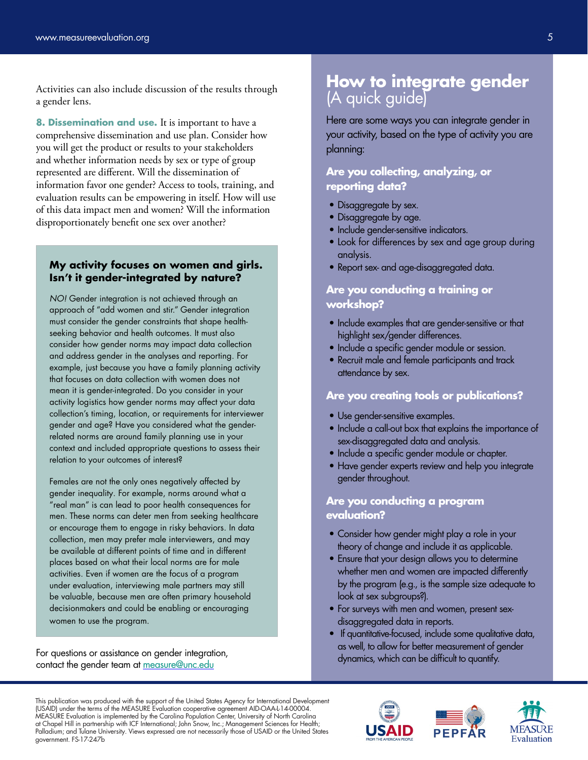Activities can also include discussion of the results through a gender lens.

**8. Dissemination and use.** It is important to have a comprehensive dissemination and use plan. Consider how you will get the product or results to your stakeholders and whether information needs by sex or type of group represented are different. Will the dissemination of information favor one gender? Access to tools, training, and evaluation results can be empowering in itself. How will use of this data impact men and women? Will the information disproportionately benefit one sex over another?

### My activity focuses on women and girls. Isn't it gender-integrated by nature?

*NO!* Gender integration is not achieved through an approach of "add women and stir." Gender integration must consider the gender constraints that shape health-seeking behavior and health outcomes. It must also consider how gender norms may impact data collection and address gender in the analyses and reporting. For example, just because you have a family planning activity that focuses on data collection with women does not mean it is gender-integrated. Do you consider in your activity logistics how gender norms may affect your data collection's timing, location, or requirements for interviewer gender and age? Have you considered what the gender-related norms are around family planning use in your context and included appropriate questions to assess their relation to your outcomes of interest?

Females are not the only ones negatively affected by gender inequality. For example, norms around what a "real man" is can lead to poor health consequences for men. These norms can deter men from seeking healthcare or encourage them to engage in risky behaviors. In data collection, men may prefer male interviewers, and may be available at different points of time and in different places based on what their local norms are for male activities. Even if women are the focus of a program under evaluation, interviewing male partners may still be valuable, because men are often primary household decisionmakers and could be enabling or encouraging women to use the program.

For questions or assistance on gender integration, contact the gender team at measure@unc.edu

## How to integrate gender (A quick guide)

Here are some ways you can integrate gender in your activity, based on the type of activity you are planning:

### Are you collecting, analyzing, or reporting data?

- Disaggregate by sex.
- Disaggregate by age.
- Include gender-sensitive indicators.
- Look for differences by sex and age group during analysis.
- Report sex- and age-disaggregated data.

### Are you conducting a training or workshop?

- Include examples that are gender-sensitive or that highlight sex/gender differences.
- Include a specific gender module or session.
- Recruit male and female participants and track attendance by sex.

### Are you creating tools or publications?

- Use gender-sensitive examples.
- Include a call-out box that explains the importance of sex-disaggregated data and analysis.
- Include a specific gender module or chapter.
- Have gender experts review and help you integrate gender throughout.

### Are you conducting a program evaluation?

- Consider how gender might play a role in your theory of change and include it as applicable.
- Ensure that your design allows you to determine whether men and women are impacted differently by the program (e.g., is the sample size adequate to look at sex subgroups?).
- For surveys with men and women, present sex-disaggregated data in reports.
- If quantitative-focused, include some qualitative data, as well, to allow for better measurement of gender dynamics, which can be difficult to quantify.

This publication was produced with the support of the United States Agency for International Development (USAID) under the terms of the MEASURE Evaluation cooperative agreement AID-OAA-L-14-00004. MEASURE Evaluation is implemented by the Carolina Population Center, University of North Carolina at Chapel Hill in partnership with ICF International; John Snow, Inc.; Management Sciences for Health; Palladium; and Tulane University. Views expressed are not necessarily those of USAID or the United States government. FS-17-247b